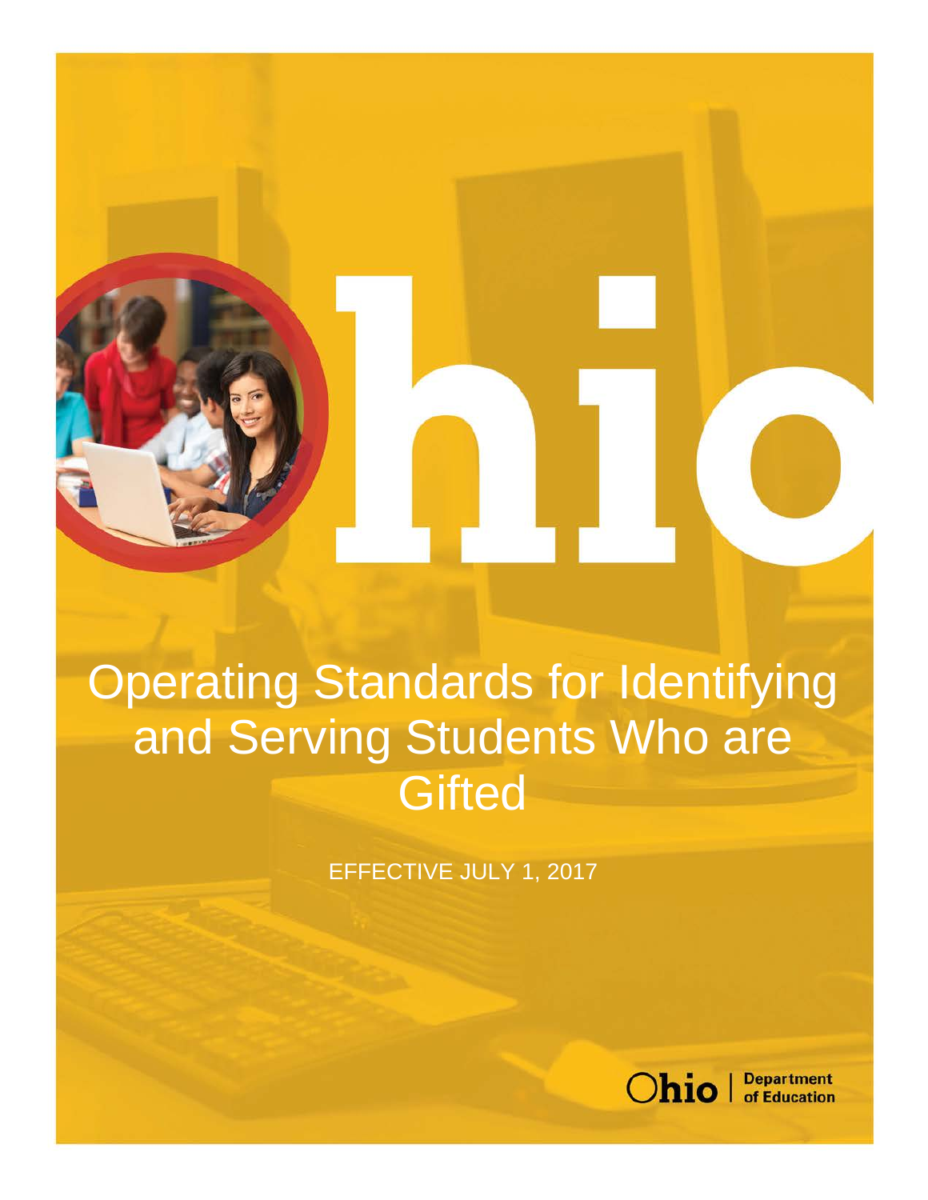# Operating Standards for Identifying and Serving Students Who are Gifted

EFFECTIVE JULY 1, 2017

Ohio | Department of Education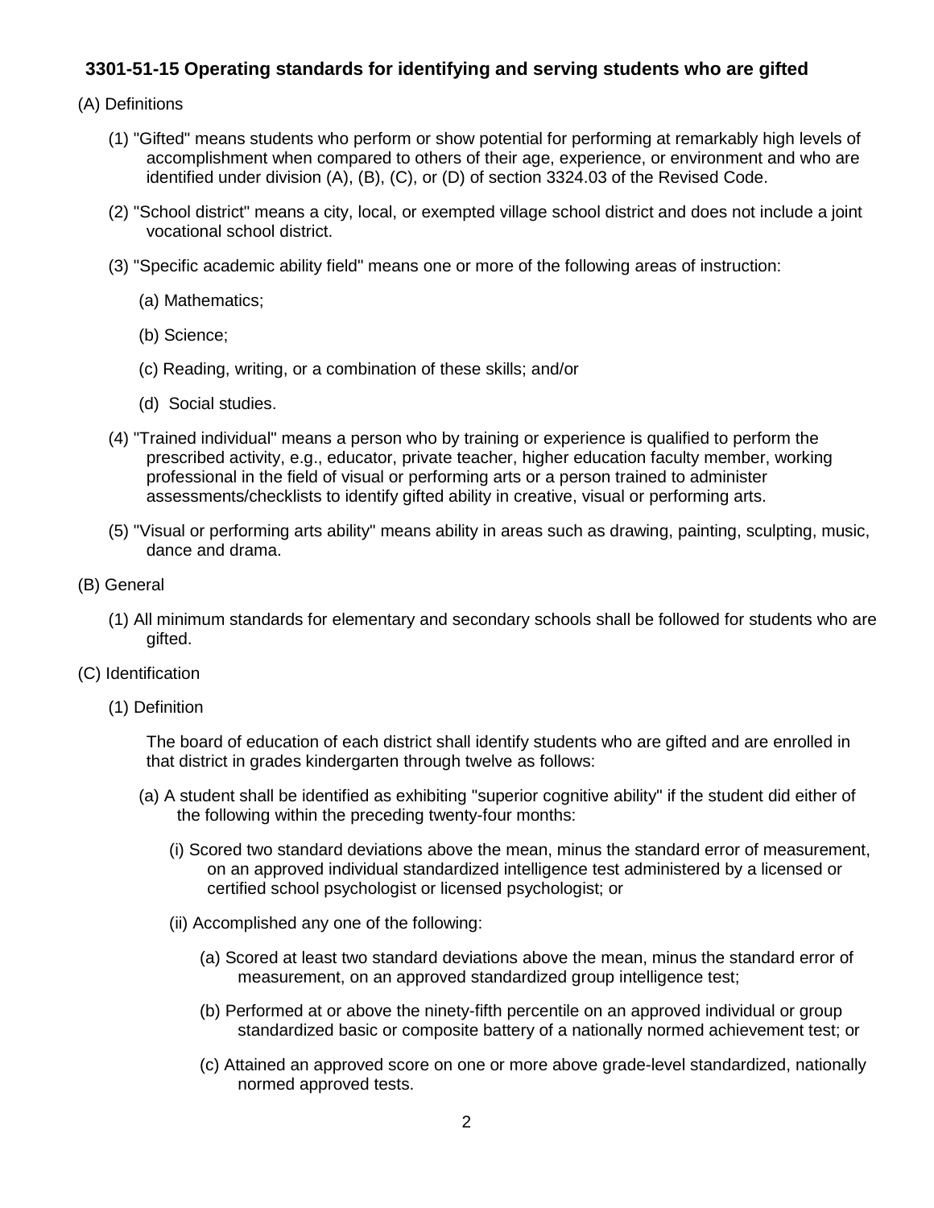## 3301-51-15 Operating standards for identifying and serving students who are gifted

(A) Definitions

(1) "Gifted" means students who perform or show potential for performing at remarkably high levels of accomplishment when compared to others of their age, experience, or environment and who are identified under division (A), (B), (C), or (D) of section 3324.03 of the Revised Code.

(2) "School district" means a city, local, or exempted village school district and does not include a joint vocational school district.

(3) "Specific academic ability field" means one or more of the following areas of instruction:

(a) Mathematics;

(b) Science;

(c) Reading, writing, or a combination of these skills; and/or

(d) Social studies.

(4) "Trained individual" means a person who by training or experience is qualified to perform the prescribed activity, e.g., educator, private teacher, higher education faculty member, working professional in the field of visual or performing arts or a person trained to administer assessments/checklists to identify gifted ability in creative, visual or performing arts.

(5) "Visual or performing arts ability" means ability in areas such as drawing, painting, sculpting, music, dance and drama.

(B) General

(1) All minimum standards for elementary and secondary schools shall be followed for students who are gifted.

(C) Identification

(1) Definition

The board of education of each district shall identify students who are gifted and are enrolled in that district in grades kindergarten through twelve as follows:

(a) A student shall be identified as exhibiting "superior cognitive ability" if the student did either of the following within the preceding twenty-four months:

(i) Scored two standard deviations above the mean, minus the standard error of measurement, on an approved individual standardized intelligence test administered by a licensed or certified school psychologist or licensed psychologist; or

(ii) Accomplished any one of the following:

(a) Scored at least two standard deviations above the mean, minus the standard error of measurement, on an approved standardized group intelligence test;

(b) Performed at or above the ninety-fifth percentile on an approved individual or group standardized basic or composite battery of a nationally normed achievement test; or

(c) Attained an approved score on one or more above grade-level standardized, nationally normed approved tests.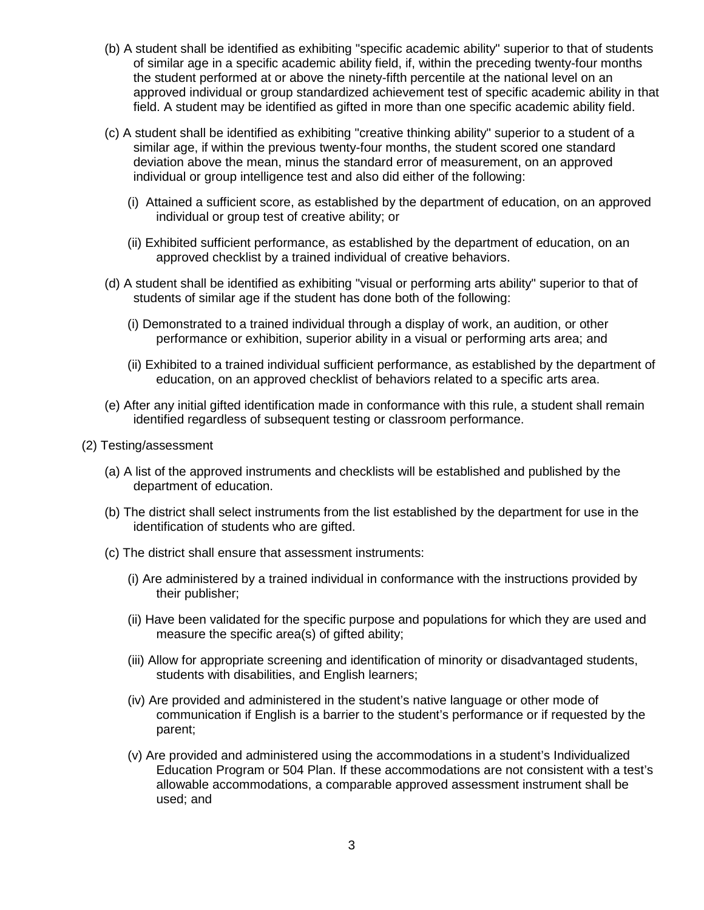(b) A student shall be identified as exhibiting "specific academic ability" superior to that of students of similar age in a specific academic ability field, if, within the preceding twenty-four months the student performed at or above the ninety-fifth percentile at the national level on an approved individual or group standardized achievement test of specific academic ability in that field. A student may be identified as gifted in more than one specific academic ability field.

(c) A student shall be identified as exhibiting "creative thinking ability" superior to a student of a similar age, if within the previous twenty-four months, the student scored one standard deviation above the mean, minus the standard error of measurement, on an approved individual or group intelligence test and also did either of the following:

(i) Attained a sufficient score, as established by the department of education, on an approved individual or group test of creative ability; or

(ii) Exhibited sufficient performance, as established by the department of education, on an approved checklist by a trained individual of creative behaviors.

(d) A student shall be identified as exhibiting "visual or performing arts ability" superior to that of students of similar age if the student has done both of the following:

(i) Demonstrated to a trained individual through a display of work, an audition, or other performance or exhibition, superior ability in a visual or performing arts area; and

(ii) Exhibited to a trained individual sufficient performance, as established by the department of education, on an approved checklist of behaviors related to a specific arts area.

(e) After any initial gifted identification made in conformance with this rule, a student shall remain identified regardless of subsequent testing or classroom performance.

(2) Testing/assessment

(a) A list of the approved instruments and checklists will be established and published by the department of education.

(b) The district shall select instruments from the list established by the department for use in the identification of students who are gifted.

(c) The district shall ensure that assessment instruments:

(i) Are administered by a trained individual in conformance with the instructions provided by their publisher;

(ii) Have been validated for the specific purpose and populations for which they are used and measure the specific area(s) of gifted ability;

(iii) Allow for appropriate screening and identification of minority or disadvantaged students, students with disabilities, and English learners;

(iv) Are provided and administered in the student's native language or other mode of communication if English is a barrier to the student's performance or if requested by the parent;

(v) Are provided and administered using the accommodations in a student's Individualized Education Program or 504 Plan. If these accommodations are not consistent with a test's allowable accommodations, a comparable approved assessment instrument shall be used; and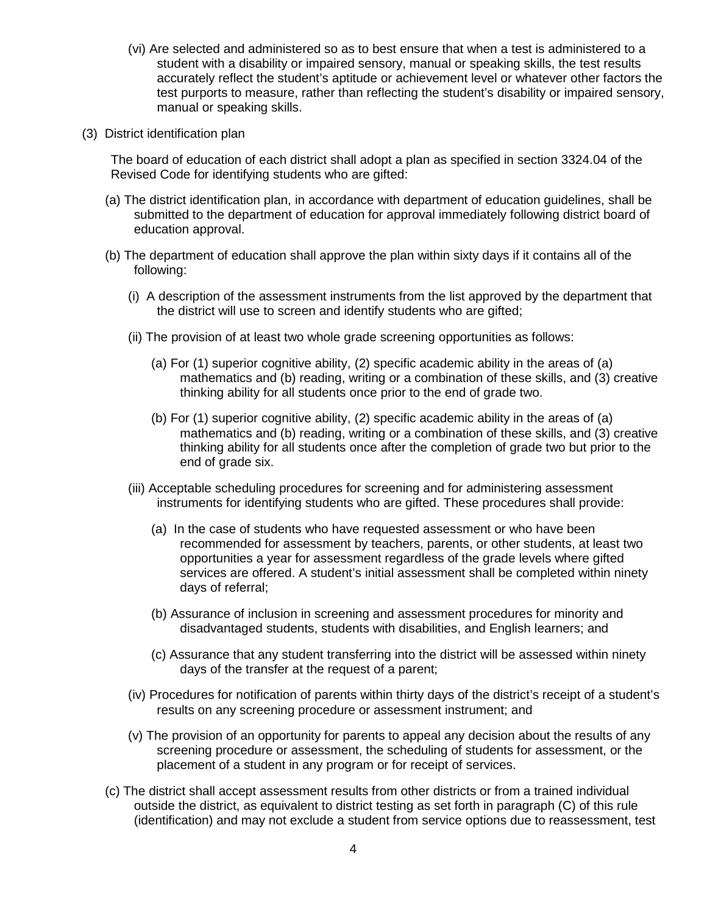(vi) Are selected and administered so as to best ensure that when a test is administered to a student with a disability or impaired sensory, manual or speaking skills, the test results accurately reflect the student's aptitude or achievement level or whatever other factors the test purports to measure, rather than reflecting the student's disability or impaired sensory, manual or speaking skills.

(3) District identification plan

The board of education of each district shall adopt a plan as specified in section 3324.04 of the Revised Code for identifying students who are gifted:

(a) The district identification plan, in accordance with department of education guidelines, shall be submitted to the department of education for approval immediately following district board of education approval.

(b) The department of education shall approve the plan within sixty days if it contains all of the following:

(i) A description of the assessment instruments from the list approved by the department that the district will use to screen and identify students who are gifted;

(ii) The provision of at least two whole grade screening opportunities as follows:

(a) For (1) superior cognitive ability, (2) specific academic ability in the areas of (a) mathematics and (b) reading, writing or a combination of these skills, and (3) creative thinking ability for all students once prior to the end of grade two.

(b) For (1) superior cognitive ability, (2) specific academic ability in the areas of (a) mathematics and (b) reading, writing or a combination of these skills, and (3) creative thinking ability for all students once after the completion of grade two but prior to the end of grade six.

(iii) Acceptable scheduling procedures for screening and for administering assessment instruments for identifying students who are gifted. These procedures shall provide:

(a) In the case of students who have requested assessment or who have been recommended for assessment by teachers, parents, or other students, at least two opportunities a year for assessment regardless of the grade levels where gifted services are offered. A student's initial assessment shall be completed within ninety days of referral;

(b) Assurance of inclusion in screening and assessment procedures for minority and disadvantaged students, students with disabilities, and English learners; and

(c) Assurance that any student transferring into the district will be assessed within ninety days of the transfer at the request of a parent;

(iv) Procedures for notification of parents within thirty days of the district's receipt of a student's results on any screening procedure or assessment instrument; and

(v) The provision of an opportunity for parents to appeal any decision about the results of any screening procedure or assessment, the scheduling of students for assessment, or the placement of a student in any program or for receipt of services.

(c) The district shall accept assessment results from other districts or from a trained individual outside the district, as equivalent to district testing as set forth in paragraph (C) of this rule (identification) and may not exclude a student from service options due to reassessment, test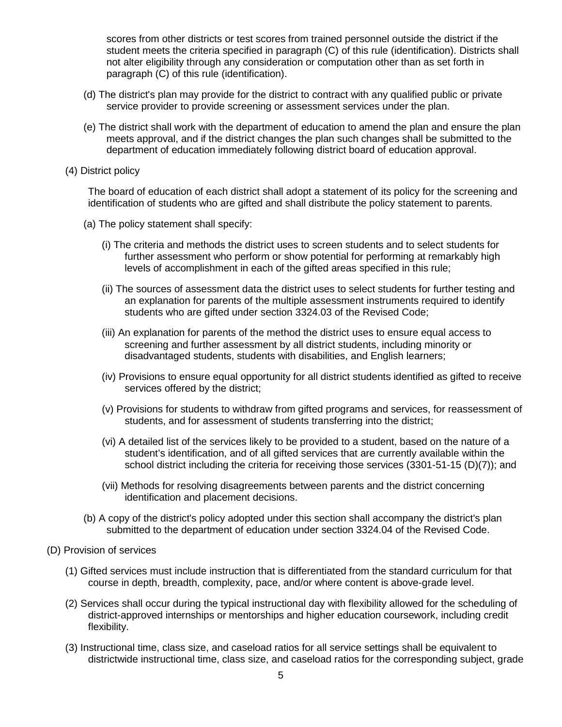scores from other districts or test scores from trained personnel outside the district if the student meets the criteria specified in paragraph (C) of this rule (identification). Districts shall not alter eligibility through any consideration or computation other than as set forth in paragraph (C) of this rule (identification).

(d) The district's plan may provide for the district to contract with any qualified public or private service provider to provide screening or assessment services under the plan.

(e) The district shall work with the department of education to amend the plan and ensure the plan meets approval, and if the district changes the plan such changes shall be submitted to the department of education immediately following district board of education approval.

(4) District policy

The board of education of each district shall adopt a statement of its policy for the screening and identification of students who are gifted and shall distribute the policy statement to parents.

(a) The policy statement shall specify:

(i) The criteria and methods the district uses to screen students and to select students for further assessment who perform or show potential for performing at remarkably high levels of accomplishment in each of the gifted areas specified in this rule;

(ii) The sources of assessment data the district uses to select students for further testing and an explanation for parents of the multiple assessment instruments required to identify students who are gifted under section 3324.03 of the Revised Code;

(iii) An explanation for parents of the method the district uses to ensure equal access to screening and further assessment by all district students, including minority or disadvantaged students, students with disabilities, and English learners;

(iv) Provisions to ensure equal opportunity for all district students identified as gifted to receive services offered by the district;

(v) Provisions for students to withdraw from gifted programs and services, for reassessment of students, and for assessment of students transferring into the district;

(vi) A detailed list of the services likely to be provided to a student, based on the nature of a student's identification, and of all gifted services that are currently available within the school district including the criteria for receiving those services (3301-51-15 (D)(7)); and

(vii) Methods for resolving disagreements between parents and the district concerning identification and placement decisions.

(b) A copy of the district's policy adopted under this section shall accompany the district's plan submitted to the department of education under section 3324.04 of the Revised Code.

(D) Provision of services

(1) Gifted services must include instruction that is differentiated from the standard curriculum for that course in depth, breadth, complexity, pace, and/or where content is above-grade level.

(2) Services shall occur during the typical instructional day with flexibility allowed for the scheduling of district-approved internships or mentorships and higher education coursework, including credit flexibility.

(3) Instructional time, class size, and caseload ratios for all service settings shall be equivalent to districtwide instructional time, class size, and caseload ratios for the corresponding subject, grade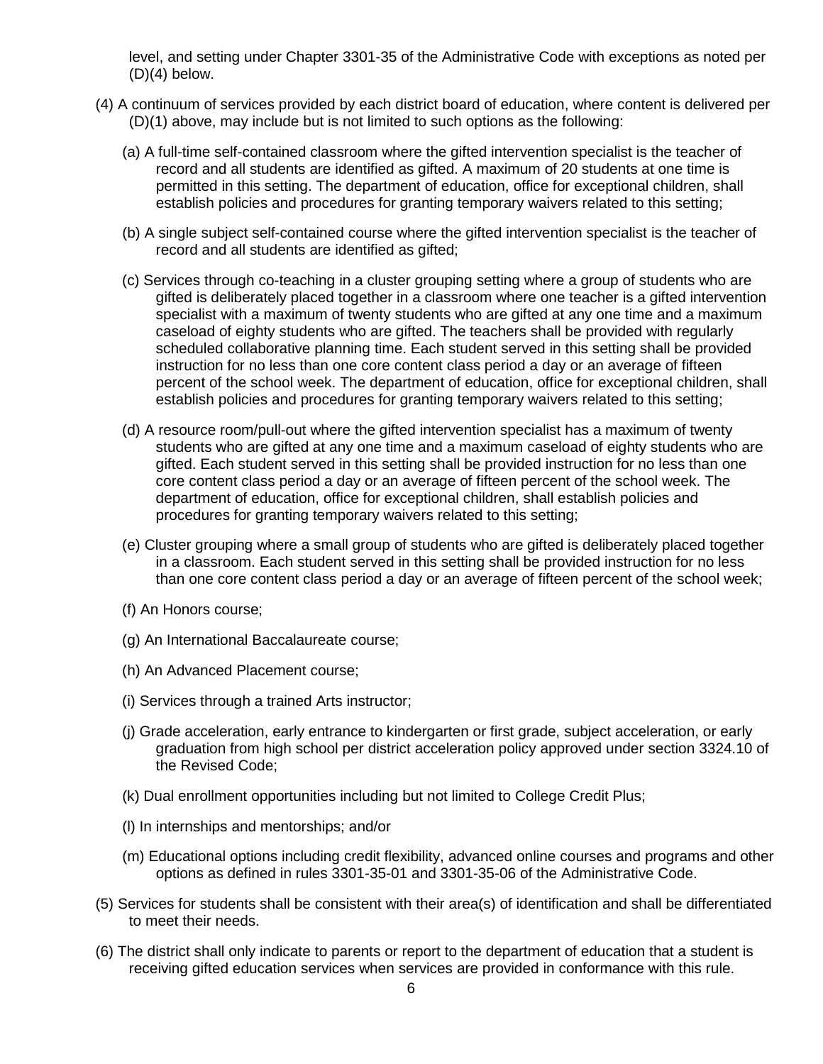level, and setting under Chapter 3301-35 of the Administrative Code with exceptions as noted per (D)(4) below.

(4) A continuum of services provided by each district board of education, where content is delivered per (D)(1) above, may include but is not limited to such options as the following:

(a) A full-time self-contained classroom where the gifted intervention specialist is the teacher of record and all students are identified as gifted. A maximum of 20 students at one time is permitted in this setting. The department of education, office for exceptional children, shall establish policies and procedures for granting temporary waivers related to this setting;

(b) A single subject self-contained course where the gifted intervention specialist is the teacher of record and all students are identified as gifted;

(c) Services through co-teaching in a cluster grouping setting where a group of students who are gifted is deliberately placed together in a classroom where one teacher is a gifted intervention specialist with a maximum of twenty students who are gifted at any one time and a maximum caseload of eighty students who are gifted. The teachers shall be provided with regularly scheduled collaborative planning time. Each student served in this setting shall be provided instruction for no less than one core content class period a day or an average of fifteen percent of the school week. The department of education, office for exceptional children, shall establish policies and procedures for granting temporary waivers related to this setting;

(d) A resource room/pull-out where the gifted intervention specialist has a maximum of twenty students who are gifted at any one time and a maximum caseload of eighty students who are gifted. Each student served in this setting shall be provided instruction for no less than one core content class period a day or an average of fifteen percent of the school week. The department of education, office for exceptional children, shall establish policies and procedures for granting temporary waivers related to this setting;

(e) Cluster grouping where a small group of students who are gifted is deliberately placed together in a classroom. Each student served in this setting shall be provided instruction for no less than one core content class period a day or an average of fifteen percent of the school week;

(f) An Honors course;

(g) An International Baccalaureate course;

(h) An Advanced Placement course;

(i) Services through a trained Arts instructor;

(j) Grade acceleration, early entrance to kindergarten or first grade, subject acceleration, or early graduation from high school per district acceleration policy approved under section 3324.10 of the Revised Code;

(k) Dual enrollment opportunities including but not limited to College Credit Plus;

(l) In internships and mentorships; and/or

(m) Educational options including credit flexibility, advanced online courses and programs and other options as defined in rules 3301-35-01 and 3301-35-06 of the Administrative Code.

(5) Services for students shall be consistent with their area(s) of identification and shall be differentiated to meet their needs.

(6) The district shall only indicate to parents or report to the department of education that a student is receiving gifted education services when services are provided in conformance with this rule.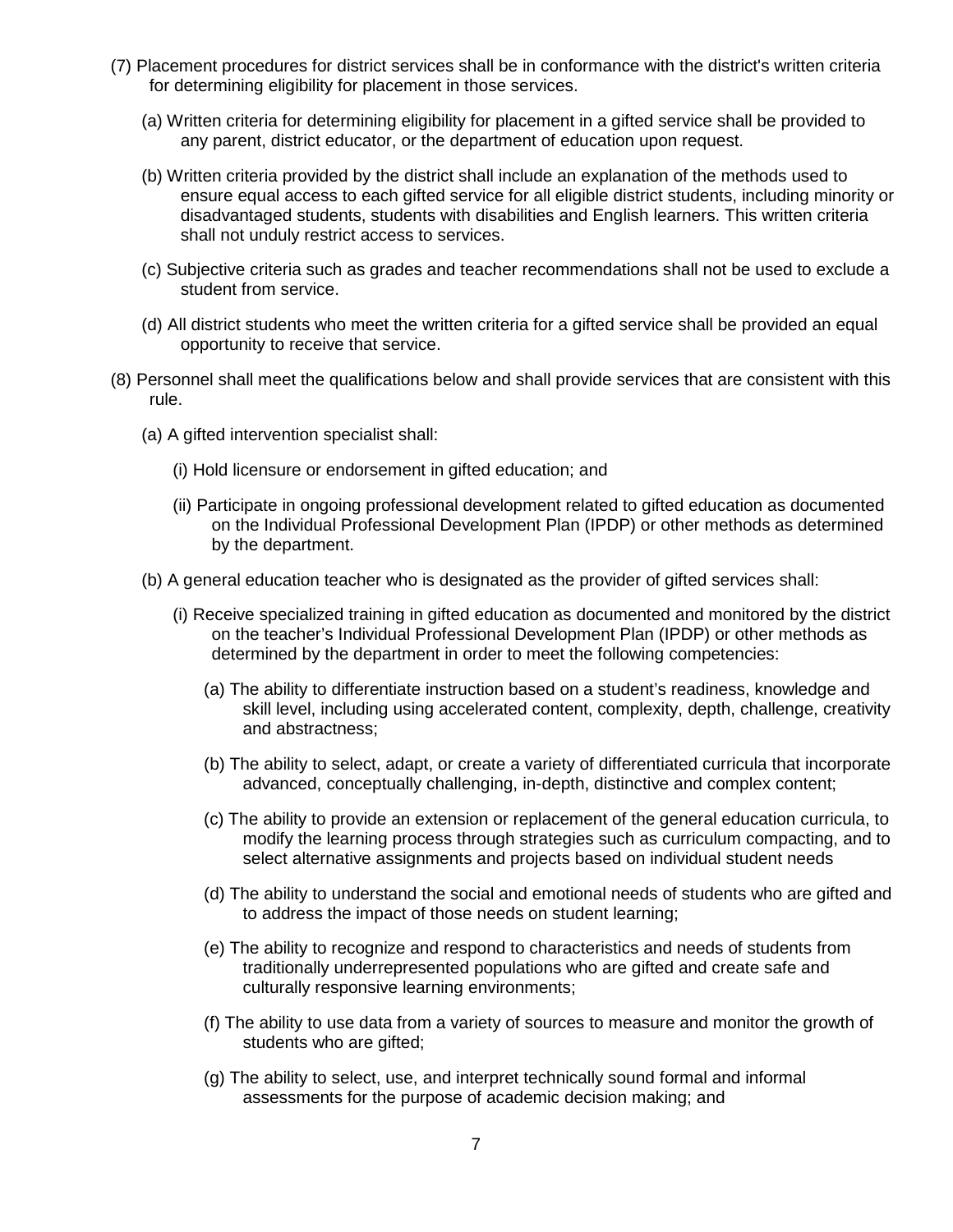(7) Placement procedures for district services shall be in conformance with the district's written criteria for determining eligibility for placement in those services.

(a) Written criteria for determining eligibility for placement in a gifted service shall be provided to any parent, district educator, or the department of education upon request.

(b) Written criteria provided by the district shall include an explanation of the methods used to ensure equal access to each gifted service for all eligible district students, including minority or disadvantaged students, students with disabilities and English learners. This written criteria shall not unduly restrict access to services.

(c) Subjective criteria such as grades and teacher recommendations shall not be used to exclude a student from service.

(d) All district students who meet the written criteria for a gifted service shall be provided an equal opportunity to receive that service.

(8) Personnel shall meet the qualifications below and shall provide services that are consistent with this rule.

(a) A gifted intervention specialist shall:

(i) Hold licensure or endorsement in gifted education; and

(ii) Participate in ongoing professional development related to gifted education as documented on the Individual Professional Development Plan (IPDP) or other methods as determined by the department.

(b) A general education teacher who is designated as the provider of gifted services shall:

(i) Receive specialized training in gifted education as documented and monitored by the district on the teacher's Individual Professional Development Plan (IPDP) or other methods as determined by the department in order to meet the following competencies:

(a) The ability to differentiate instruction based on a student's readiness, knowledge and skill level, including using accelerated content, complexity, depth, challenge, creativity and abstractness;

(b) The ability to select, adapt, or create a variety of differentiated curricula that incorporate advanced, conceptually challenging, in-depth, distinctive and complex content;

(c) The ability to provide an extension or replacement of the general education curricula, to modify the learning process through strategies such as curriculum compacting, and to select alternative assignments and projects based on individual student needs

(d) The ability to understand the social and emotional needs of students who are gifted and to address the impact of those needs on student learning;

(e) The ability to recognize and respond to characteristics and needs of students from traditionally underrepresented populations who are gifted and create safe and culturally responsive learning environments;

(f) The ability to use data from a variety of sources to measure and monitor the growth of students who are gifted;

(g) The ability to select, use, and interpret technically sound formal and informal assessments for the purpose of academic decision making; and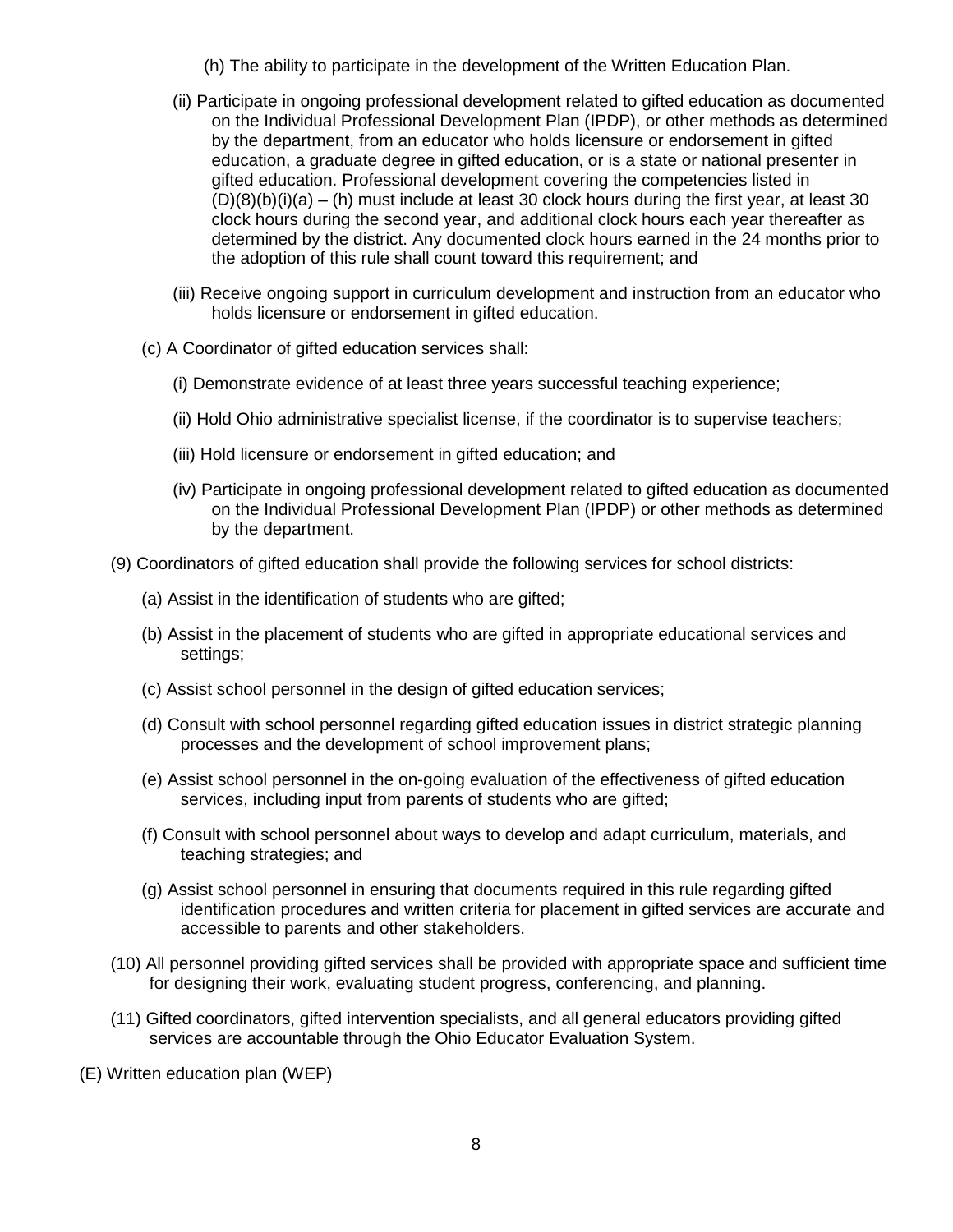(h) The ability to participate in the development of the Written Education Plan.

(ii) Participate in ongoing professional development related to gifted education as documented on the Individual Professional Development Plan (IPDP), or other methods as determined by the department, from an educator who holds licensure or endorsement in gifted education, a graduate degree in gifted education, or is a state or national presenter in gifted education. Professional development covering the competencies listed in (D)(8)(b)(i)(a) – (h) must include at least 30 clock hours during the first year, at least 30 clock hours during the second year, and additional clock hours each year thereafter as determined by the district. Any documented clock hours earned in the 24 months prior to the adoption of this rule shall count toward this requirement; and

(iii) Receive ongoing support in curriculum development and instruction from an educator who holds licensure or endorsement in gifted education.

(c) A Coordinator of gifted education services shall:

(i) Demonstrate evidence of at least three years successful teaching experience;

(ii) Hold Ohio administrative specialist license, if the coordinator is to supervise teachers;

(iii) Hold licensure or endorsement in gifted education; and

(iv) Participate in ongoing professional development related to gifted education as documented on the Individual Professional Development Plan (IPDP) or other methods as determined by the department.

(9) Coordinators of gifted education shall provide the following services for school districts:

(a) Assist in the identification of students who are gifted;

(b) Assist in the placement of students who are gifted in appropriate educational services and settings;

(c) Assist school personnel in the design of gifted education services;

(d) Consult with school personnel regarding gifted education issues in district strategic planning processes and the development of school improvement plans;

(e) Assist school personnel in the on-going evaluation of the effectiveness of gifted education services, including input from parents of students who are gifted;

(f) Consult with school personnel about ways to develop and adapt curriculum, materials, and teaching strategies; and

(g) Assist school personnel in ensuring that documents required in this rule regarding gifted identification procedures and written criteria for placement in gifted services are accurate and accessible to parents and other stakeholders.

(10) All personnel providing gifted services shall be provided with appropriate space and sufficient time for designing their work, evaluating student progress, conferencing, and planning.

(11) Gifted coordinators, gifted intervention specialists, and all general educators providing gifted services are accountable through the Ohio Educator Evaluation System.

(E) Written education plan (WEP)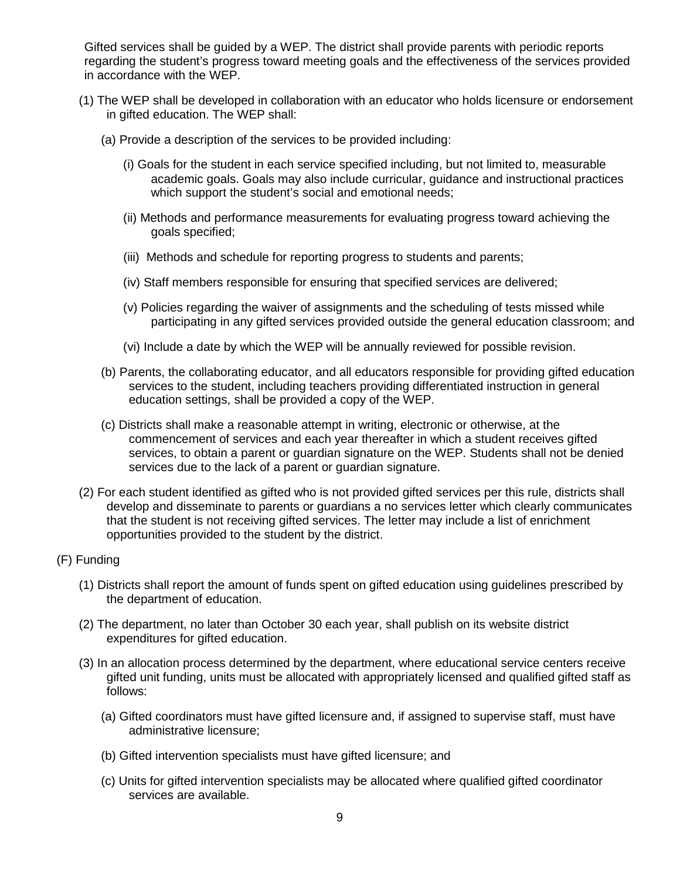Gifted services shall be guided by a WEP. The district shall provide parents with periodic reports regarding the student's progress toward meeting goals and the effectiveness of the services provided in accordance with the WEP.

(1) The WEP shall be developed in collaboration with an educator who holds licensure or endorsement in gifted education. The WEP shall:

(a) Provide a description of the services to be provided including:

(i) Goals for the student in each service specified including, but not limited to, measurable academic goals. Goals may also include curricular, guidance and instructional practices which support the student's social and emotional needs;

(ii) Methods and performance measurements for evaluating progress toward achieving the goals specified;

(iii) Methods and schedule for reporting progress to students and parents;

(iv) Staff members responsible for ensuring that specified services are delivered;

(v) Policies regarding the waiver of assignments and the scheduling of tests missed while participating in any gifted services provided outside the general education classroom; and

(vi) Include a date by which the WEP will be annually reviewed for possible revision.

(b) Parents, the collaborating educator, and all educators responsible for providing gifted education services to the student, including teachers providing differentiated instruction in general education settings, shall be provided a copy of the WEP.

(c) Districts shall make a reasonable attempt in writing, electronic or otherwise, at the commencement of services and each year thereafter in which a student receives gifted services, to obtain a parent or guardian signature on the WEP. Students shall not be denied services due to the lack of a parent or guardian signature.

(2) For each student identified as gifted who is not provided gifted services per this rule, districts shall develop and disseminate to parents or guardians a no services letter which clearly communicates that the student is not receiving gifted services. The letter may include a list of enrichment opportunities provided to the student by the district.

(F) Funding

(1) Districts shall report the amount of funds spent on gifted education using guidelines prescribed by the department of education.

(2) The department, no later than October 30 each year, shall publish on its website district expenditures for gifted education.

(3) In an allocation process determined by the department, where educational service centers receive gifted unit funding, units must be allocated with appropriately licensed and qualified gifted staff as follows:

(a) Gifted coordinators must have gifted licensure and, if assigned to supervise staff, must have administrative licensure;

(b) Gifted intervention specialists must have gifted licensure; and

(c) Units for gifted intervention specialists may be allocated where qualified gifted coordinator services are available.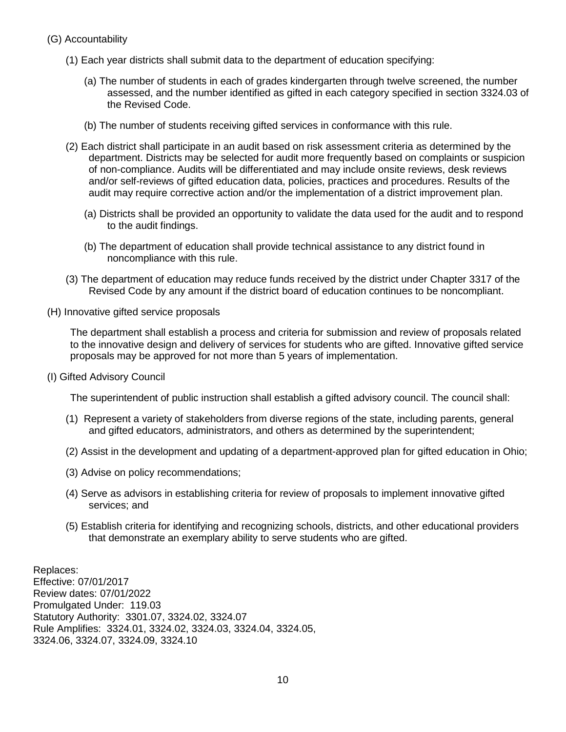(G) Accountability

(1) Each year districts shall submit data to the department of education specifying:

(a) The number of students in each of grades kindergarten through twelve screened, the number assessed, and the number identified as gifted in each category specified in section 3324.03 of the Revised Code.

(b) The number of students receiving gifted services in conformance with this rule.

(2) Each district shall participate in an audit based on risk assessment criteria as determined by the department. Districts may be selected for audit more frequently based on complaints or suspicion of non-compliance. Audits will be differentiated and may include onsite reviews, desk reviews and/or self-reviews of gifted education data, policies, practices and procedures. Results of the audit may require corrective action and/or the implementation of a district improvement plan.

(a) Districts shall be provided an opportunity to validate the data used for the audit and to respond to the audit findings.

(b) The department of education shall provide technical assistance to any district found in noncompliance with this rule.

(3) The department of education may reduce funds received by the district under Chapter 3317 of the Revised Code by any amount if the district board of education continues to be noncompliant.

(H) Innovative gifted service proposals

The department shall establish a process and criteria for submission and review of proposals related to the innovative design and delivery of services for students who are gifted. Innovative gifted service proposals may be approved for not more than 5 years of implementation.

(I) Gifted Advisory Council

The superintendent of public instruction shall establish a gifted advisory council. The council shall:

(1) Represent a variety of stakeholders from diverse regions of the state, including parents, general and gifted educators, administrators, and others as determined by the superintendent;

(2) Assist in the development and updating of a department-approved plan for gifted education in Ohio;

(3) Advise on policy recommendations;

(4) Serve as advisors in establishing criteria for review of proposals to implement innovative gifted services; and

(5) Establish criteria for identifying and recognizing schools, districts, and other educational providers that demonstrate an exemplary ability to serve students who are gifted.

Replaces:
Effective: 07/01/2017
Review dates: 07/01/2022
Promulgated Under: 119.03
Statutory Authority: 3301.07, 3324.02, 3324.07
Rule Amplifies: 3324.01, 3324.02, 3324.03, 3324.04, 3324.05, 3324.06, 3324.07, 3324.09, 3324.10